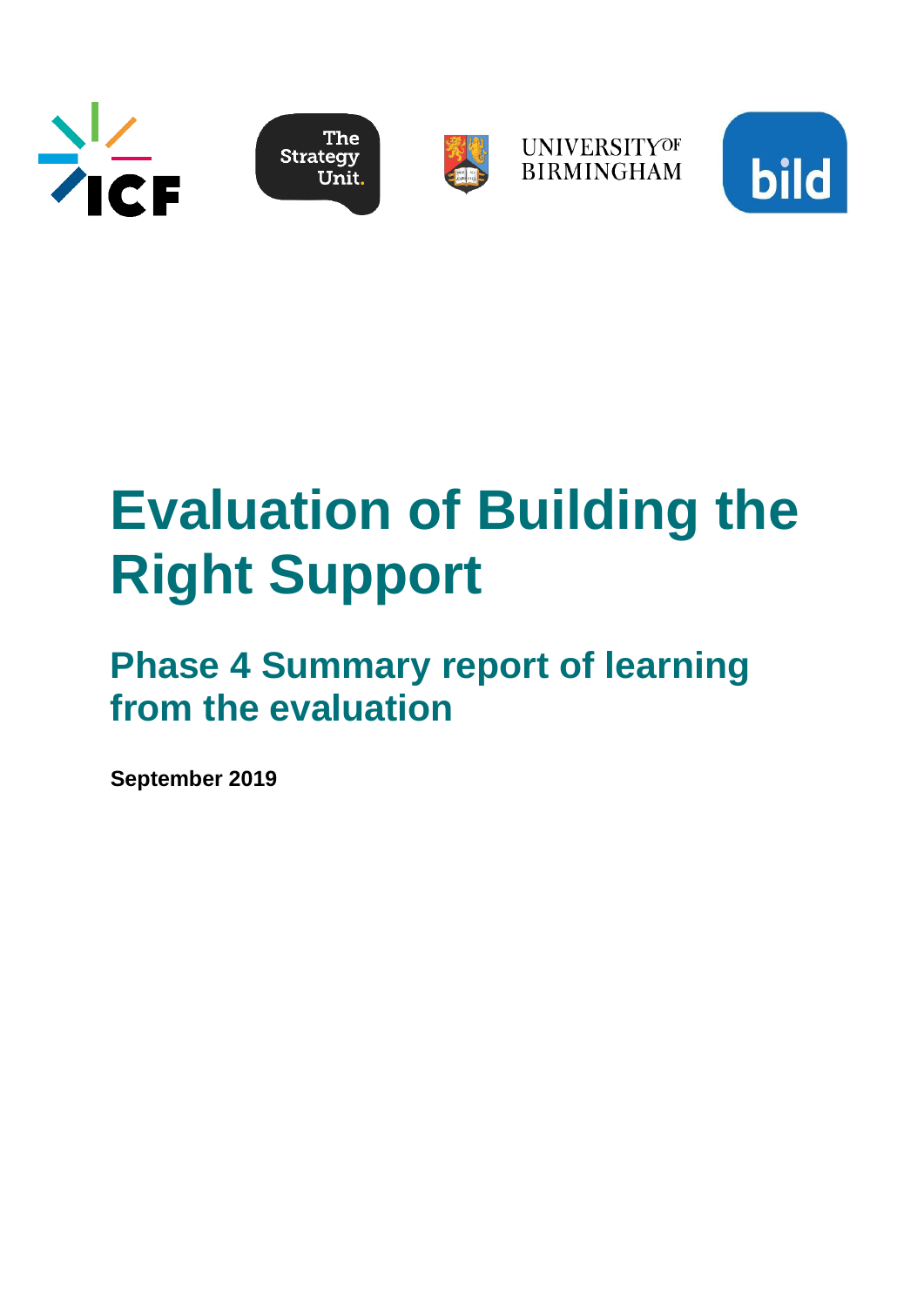# Evaluation of Building the Right Support

## Phase 4 Summary report of learning from the evaluation

**September 2019**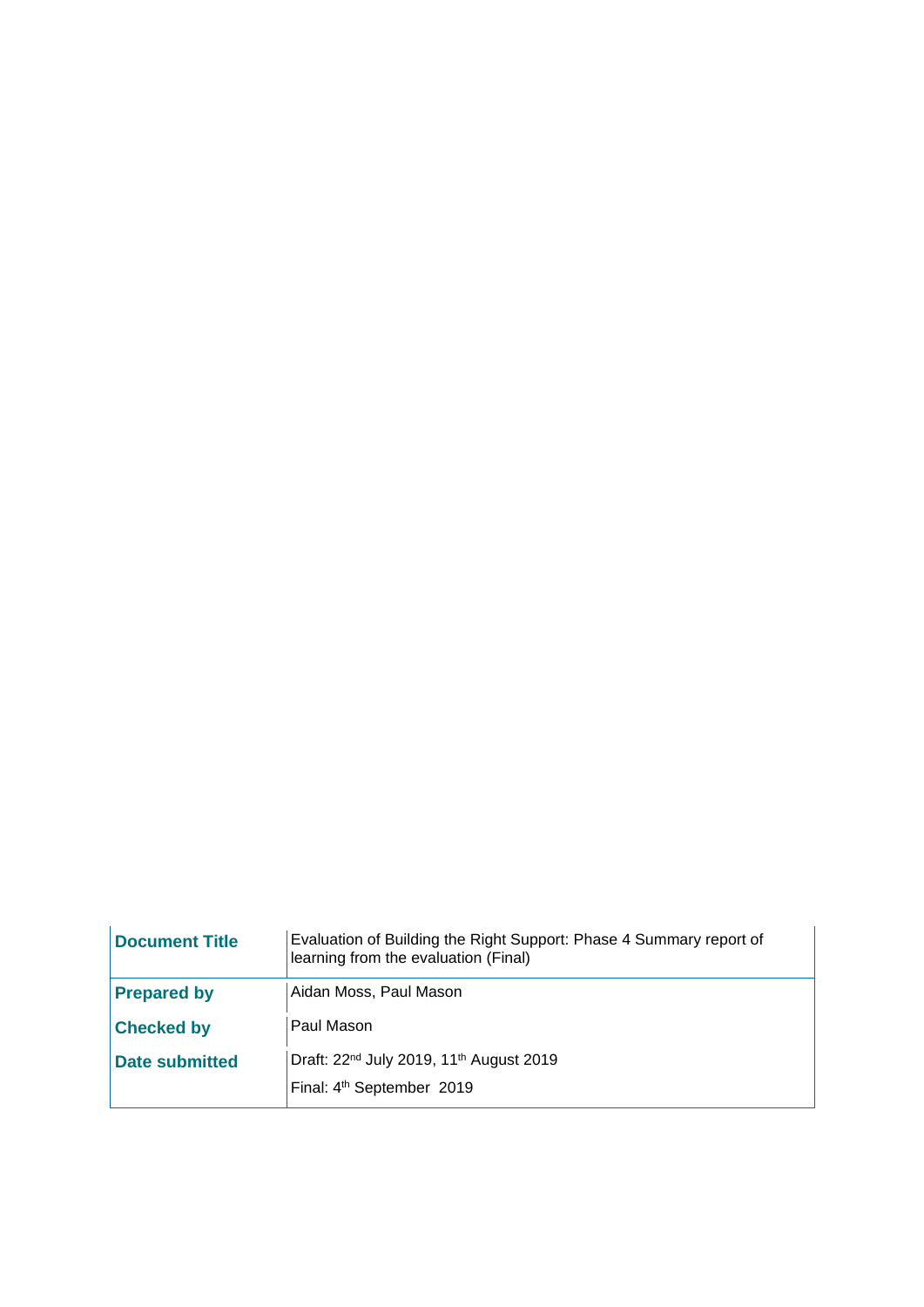| | |
|---|---|
| **Document Title** | Evaluation of Building the Right Support: Phase 4 Summary report of learning from the evaluation (Final) |
| **Prepared by** | Aidan Moss, Paul Mason |
| **Checked by** | Paul Mason |
| **Date submitted** | Draft: 22nd July 2019, 11th August 2019<br>Final: 4th September 2019 |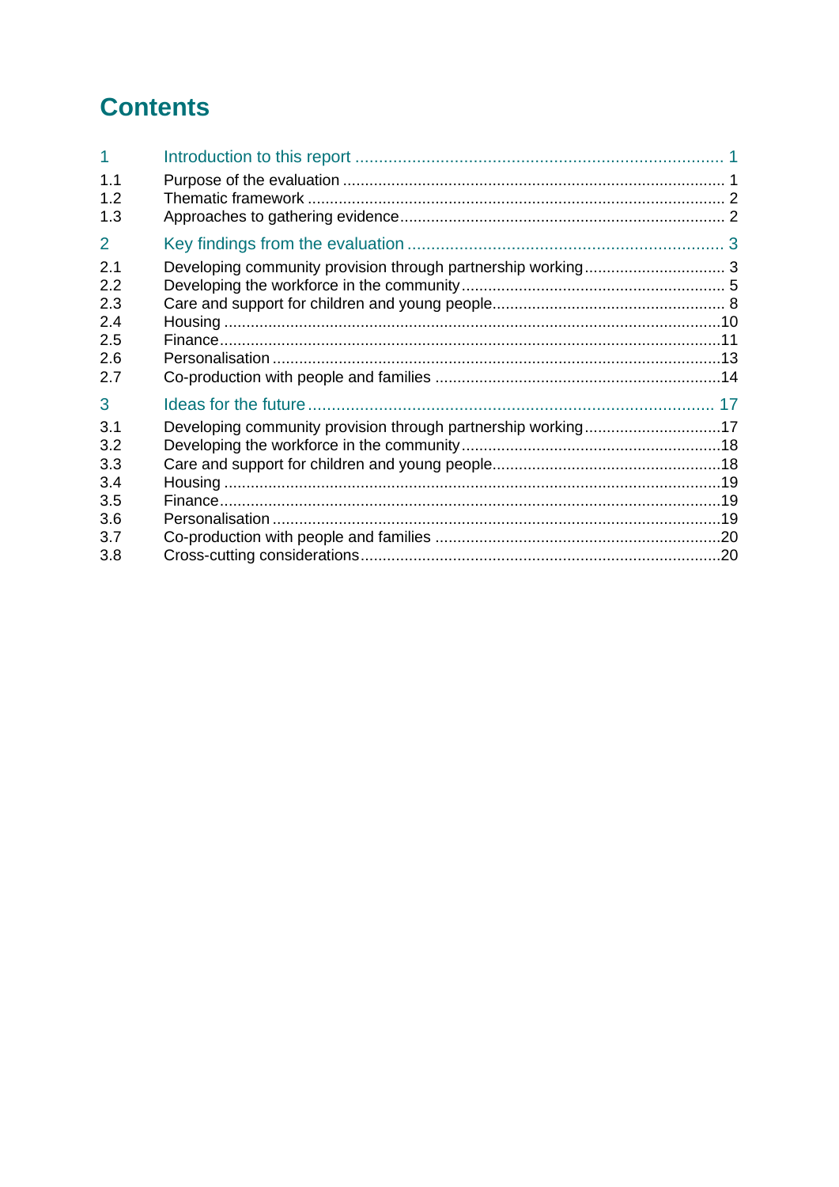# Contents

1 Introduction to this report ... 1

- 1.1 Purpose of the evaluation ... 1
- 1.2 Thematic framework ... 2
- 1.3 Approaches to gathering evidence ... 2

2 Key findings from the evaluation ... 3

- 2.1 Developing community provision through partnership working ... 3
- 2.2 Developing the workforce in the community ... 5
- 2.3 Care and support for children and young people ... 8
- 2.4 Housing ... 10
- 2.5 Finance ... 11
- 2.6 Personalisation ... 13
- 2.7 Co-production with people and families ... 14

3 Ideas for the future ... 17

- 3.1 Developing community provision through partnership working ... 17
- 3.2 Developing the workforce in the community ... 18
- 3.3 Care and support for children and young people ... 18
- 3.4 Housing ... 19
- 3.5 Finance ... 19
- 3.6 Personalisation ... 19
- 3.7 Co-production with people and families ... 20
- 3.8 Cross-cutting considerations ... 20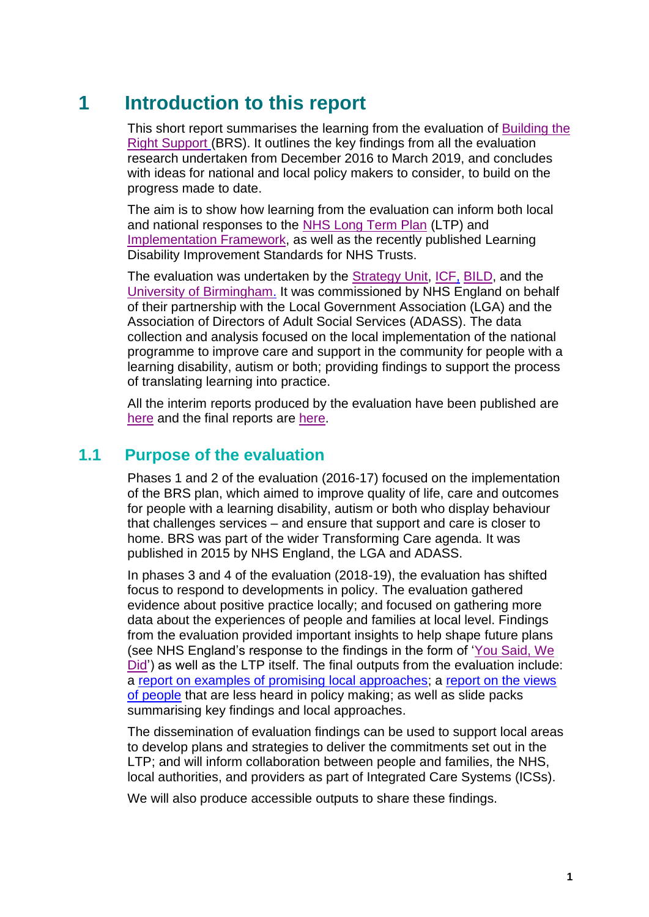# 1 Introduction to this report

This short report summarises the learning from the evaluation of Building the Right Support (BRS). It outlines the key findings from all the evaluation research undertaken from December 2016 to March 2019, and concludes with ideas for national and local policy makers to consider, to build on the progress made to date.

The aim is to show how learning from the evaluation can inform both local and national responses to the NHS Long Term Plan (LTP) and Implementation Framework, as well as the recently published Learning Disability Improvement Standards for NHS Trusts.

The evaluation was undertaken by the Strategy Unit, ICF, BILD, and the University of Birmingham. It was commissioned by NHS England on behalf of their partnership with the Local Government Association (LGA) and the Association of Directors of Adult Social Services (ADASS). The data collection and analysis focused on the local implementation of the national programme to improve care and support in the community for people with a learning disability, autism or both; providing findings to support the process of translating learning into practice.

All the interim reports produced by the evaluation have been published are here and the final reports are here.

## 1.1 Purpose of the evaluation

Phases 1 and 2 of the evaluation (2016-17) focused on the implementation of the BRS plan, which aimed to improve quality of life, care and outcomes for people with a learning disability, autism or both who display behaviour that challenges services – and ensure that support and care is closer to home. BRS was part of the wider Transforming Care agenda. It was published in 2015 by NHS England, the LGA and ADASS.

In phases 3 and 4 of the evaluation (2018-19), the evaluation has shifted focus to respond to developments in policy. The evaluation gathered evidence about positive practice locally; and focused on gathering more data about the experiences of people and families at local level. Findings from the evaluation provided important insights to help shape future plans (see NHS England's response to the findings in the form of 'You Said, We Did') as well as the LTP itself. The final outputs from the evaluation include: a report on examples of promising local approaches; a report on the views of people that are less heard in policy making; as well as slide packs summarising key findings and local approaches.

The dissemination of evaluation findings can be used to support local areas to develop plans and strategies to deliver the commitments set out in the LTP; and will inform collaboration between people and families, the NHS, local authorities, and providers as part of Integrated Care Systems (ICSs).

We will also produce accessible outputs to share these findings.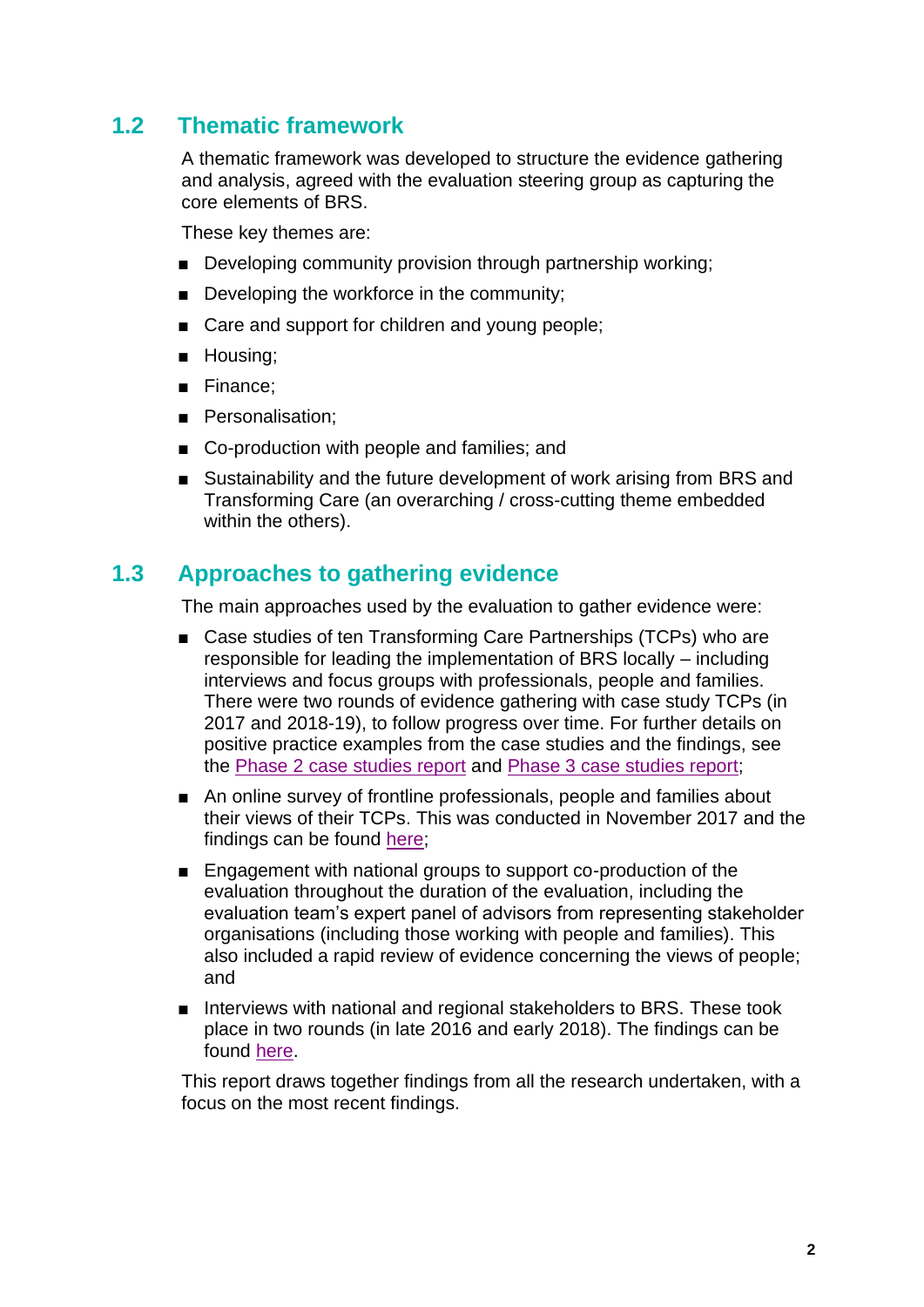## 1.2 Thematic framework

A thematic framework was developed to structure the evidence gathering and analysis, agreed with the evaluation steering group as capturing the core elements of BRS.

These key themes are:

- Developing community provision through partnership working;
- Developing the workforce in the community;
- Care and support for children and young people;
- Housing;
- Finance;
- Personalisation;
- Co-production with people and families; and
- Sustainability and the future development of work arising from BRS and Transforming Care (an overarching / cross-cutting theme embedded within the others).

## 1.3 Approaches to gathering evidence

The main approaches used by the evaluation to gather evidence were:

- Case studies of ten Transforming Care Partnerships (TCPs) who are responsible for leading the implementation of BRS locally – including interviews and focus groups with professionals, people and families. There were two rounds of evidence gathering with case study TCPs (in 2017 and 2018-19), to follow progress over time. For further details on positive practice examples from the case studies and the findings, see the Phase 2 case studies report and Phase 3 case studies report;
- An online survey of frontline professionals, people and families about their views of their TCPs. This was conducted in November 2017 and the findings can be found here;
- Engagement with national groups to support co-production of the evaluation throughout the duration of the evaluation, including the evaluation team's expert panel of advisors from representing stakeholder organisations (including those working with people and families). This also included a rapid review of evidence concerning the views of people; and
- Interviews with national and regional stakeholders to BRS. These took place in two rounds (in late 2016 and early 2018). The findings can be found here.

This report draws together findings from all the research undertaken, with a focus on the most recent findings.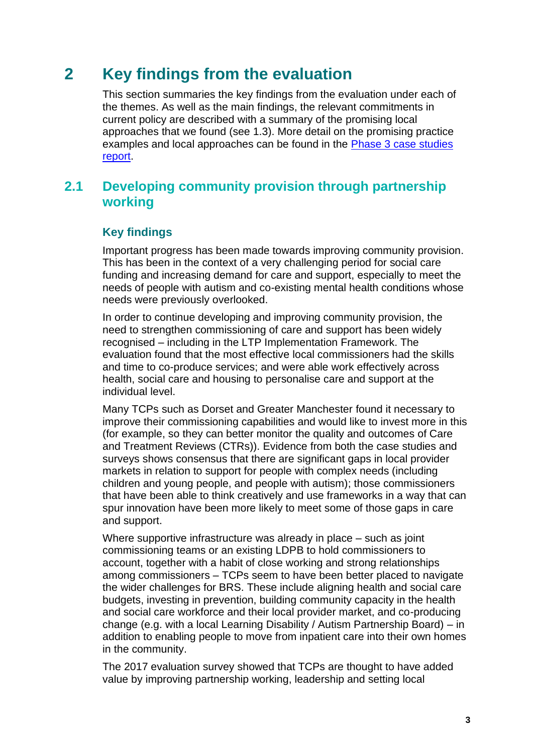## 2 Key findings from the evaluation

This section summaries the key findings from the evaluation under each of the themes. As well as the main findings, the relevant commitments in current policy are described with a summary of the promising local approaches that we found (see 1.3). More detail on the promising practice examples and local approaches can be found in the [Phase 3 case studies report](#).

### 2.1 Developing community provision through partnership working

#### Key findings

Important progress has been made towards improving community provision. This has been in the context of a very challenging period for social care funding and increasing demand for care and support, especially to meet the needs of people with autism and co-existing mental health conditions whose needs were previously overlooked.

In order to continue developing and improving community provision, the need to strengthen commissioning of care and support has been widely recognised – including in the LTP Implementation Framework. The evaluation found that the most effective local commissioners had the skills and time to co-produce services; and were able work effectively across health, social care and housing to personalise care and support at the individual level.

Many TCPs such as Dorset and Greater Manchester found it necessary to improve their commissioning capabilities and would like to invest more in this (for example, so they can better monitor the quality and outcomes of Care and Treatment Reviews (CTRs)). Evidence from both the case studies and surveys shows consensus that there are significant gaps in local provider markets in relation to support for people with complex needs (including children and young people, and people with autism); those commissioners that have been able to think creatively and use frameworks in a way that can spur innovation have been more likely to meet some of those gaps in care and support.

Where supportive infrastructure was already in place – such as joint commissioning teams or an existing LDPB to hold commissioners to account, together with a habit of close working and strong relationships among commissioners – TCPs seem to have been better placed to navigate the wider challenges for BRS. These include aligning health and social care budgets, investing in prevention, building community capacity in the health and social care workforce and their local provider market, and co-producing change (e.g. with a local Learning Disability / Autism Partnership Board) – in addition to enabling people to move from inpatient care into their own homes in the community.

The 2017 evaluation survey showed that TCPs are thought to have added value by improving partnership working, leadership and setting local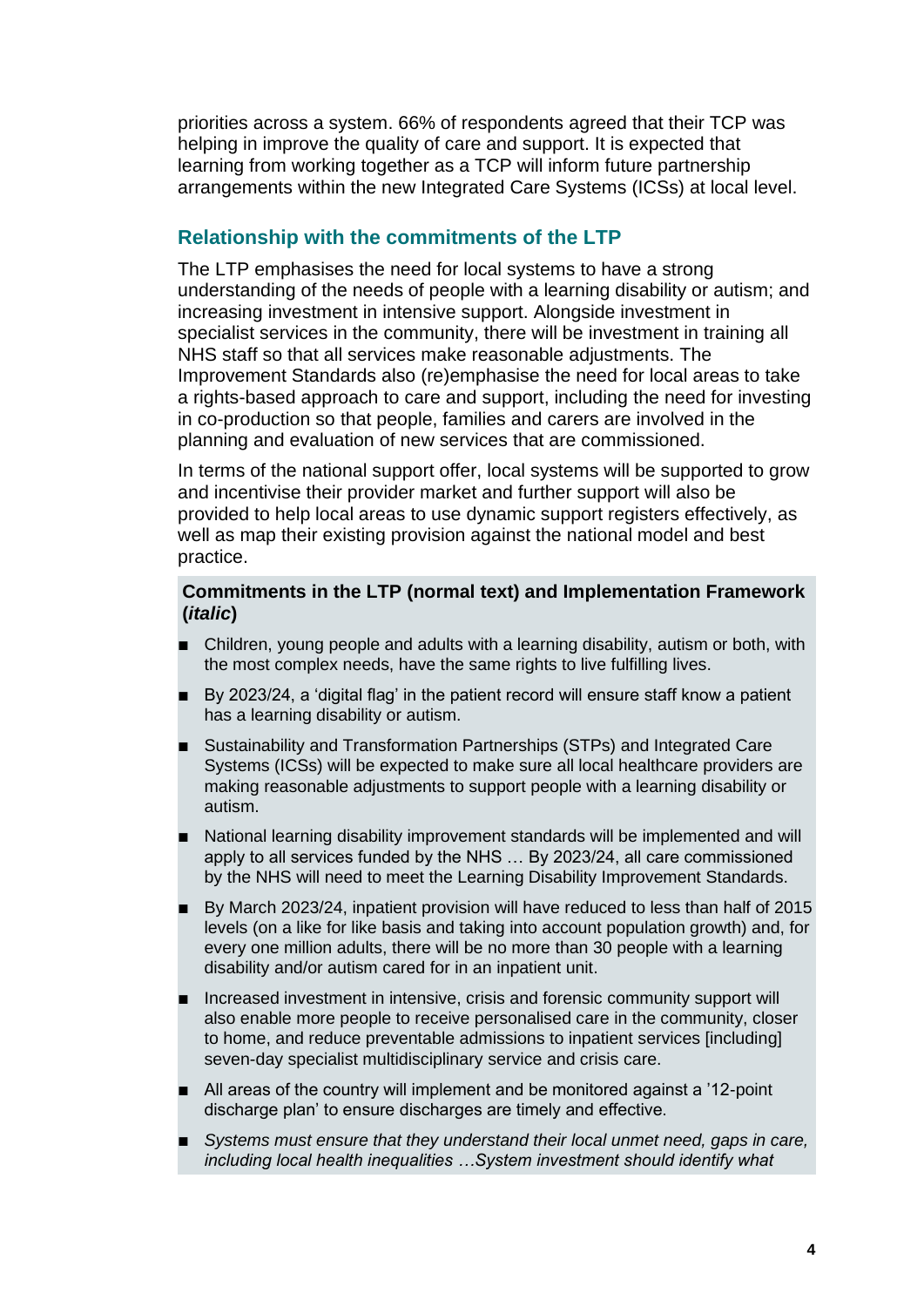priorities across a system. 66% of respondents agreed that their TCP was helping in improve the quality of care and support. It is expected that learning from working together as a TCP will inform future partnership arrangements within the new Integrated Care Systems (ICSs) at local level.

### Relationship with the commitments of the LTP

The LTP emphasises the need for local systems to have a strong understanding of the needs of people with a learning disability or autism; and increasing investment in intensive support. Alongside investment in specialist services in the community, there will be investment in training all NHS staff so that all services make reasonable adjustments. The Improvement Standards also (re)emphasise the need for local areas to take a rights-based approach to care and support, including the need for investing in co-production so that people, families and carers are involved in the planning and evaluation of new services that are commissioned.

In terms of the national support offer, local systems will be supported to grow and incentivise their provider market and further support will also be provided to help local areas to use dynamic support registers effectively, as well as map their existing provision against the national model and best practice.

**Commitments in the LTP (normal text) and Implementation Framework (*italic*)**

- Children, young people and adults with a learning disability, autism or both, with the most complex needs, have the same rights to live fulfilling lives.
- By 2023/24, a 'digital flag' in the patient record will ensure staff know a patient has a learning disability or autism.
- Sustainability and Transformation Partnerships (STPs) and Integrated Care Systems (ICSs) will be expected to make sure all local healthcare providers are making reasonable adjustments to support people with a learning disability or autism.
- National learning disability improvement standards will be implemented and will apply to all services funded by the NHS … By 2023/24, all care commissioned by the NHS will need to meet the Learning Disability Improvement Standards.
- By March 2023/24, inpatient provision will have reduced to less than half of 2015 levels (on a like for like basis and taking into account population growth) and, for every one million adults, there will be no more than 30 people with a learning disability and/or autism cared for in an inpatient unit.
- Increased investment in intensive, crisis and forensic community support will also enable more people to receive personalised care in the community, closer to home, and reduce preventable admissions to inpatient services [including] seven-day specialist multidisciplinary service and crisis care.
- All areas of the country will implement and be monitored against a '12-point discharge plan' to ensure discharges are timely and effective.
- *Systems must ensure that they understand their local unmet need, gaps in care, including local health inequalities …System investment should identify what*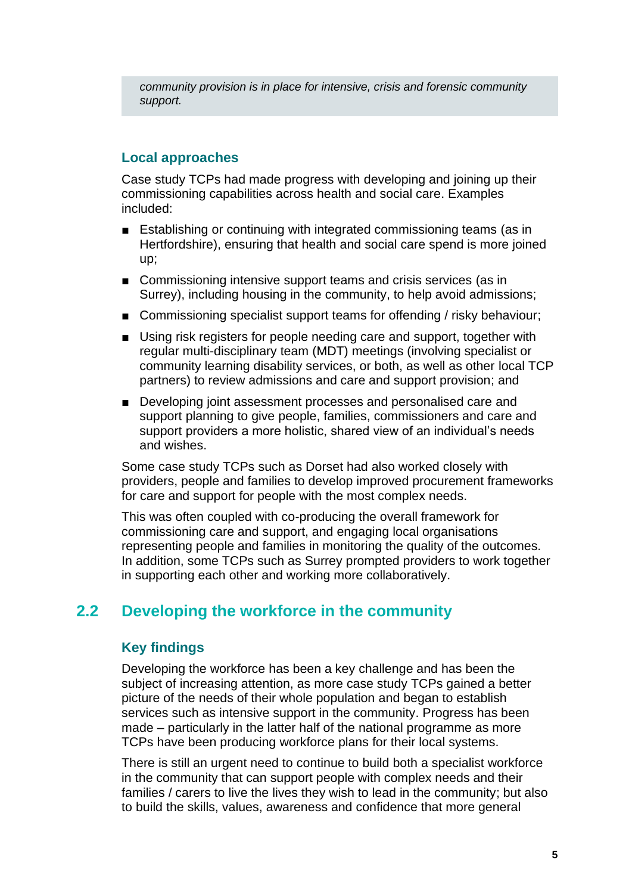*community provision is in place for intensive, crisis and forensic community support.*

### Local approaches

Case study TCPs had made progress with developing and joining up their commissioning capabilities across health and social care. Examples included:

- Establishing or continuing with integrated commissioning teams (as in Hertfordshire), ensuring that health and social care spend is more joined up;
- Commissioning intensive support teams and crisis services (as in Surrey), including housing in the community, to help avoid admissions;
- Commissioning specialist support teams for offending / risky behaviour;
- Using risk registers for people needing care and support, together with regular multi-disciplinary team (MDT) meetings (involving specialist or community learning disability services, or both, as well as other local TCP partners) to review admissions and care and support provision; and
- Developing joint assessment processes and personalised care and support planning to give people, families, commissioners and care and support providers a more holistic, shared view of an individual's needs and wishes.

Some case study TCPs such as Dorset had also worked closely with providers, people and families to develop improved procurement frameworks for care and support for people with the most complex needs.

This was often coupled with co-producing the overall framework for commissioning care and support, and engaging local organisations representing people and families in monitoring the quality of the outcomes. In addition, some TCPs such as Surrey prompted providers to work together in supporting each other and working more collaboratively.

## 2.2 Developing the workforce in the community

### Key findings

Developing the workforce has been a key challenge and has been the subject of increasing attention, as more case study TCPs gained a better picture of the needs of their whole population and began to establish services such as intensive support in the community. Progress has been made – particularly in the latter half of the national programme as more TCPs have been producing workforce plans for their local systems.

There is still an urgent need to continue to build both a specialist workforce in the community that can support people with complex needs and their families / carers to live the lives they wish to lead in the community; but also to build the skills, values, awareness and confidence that more general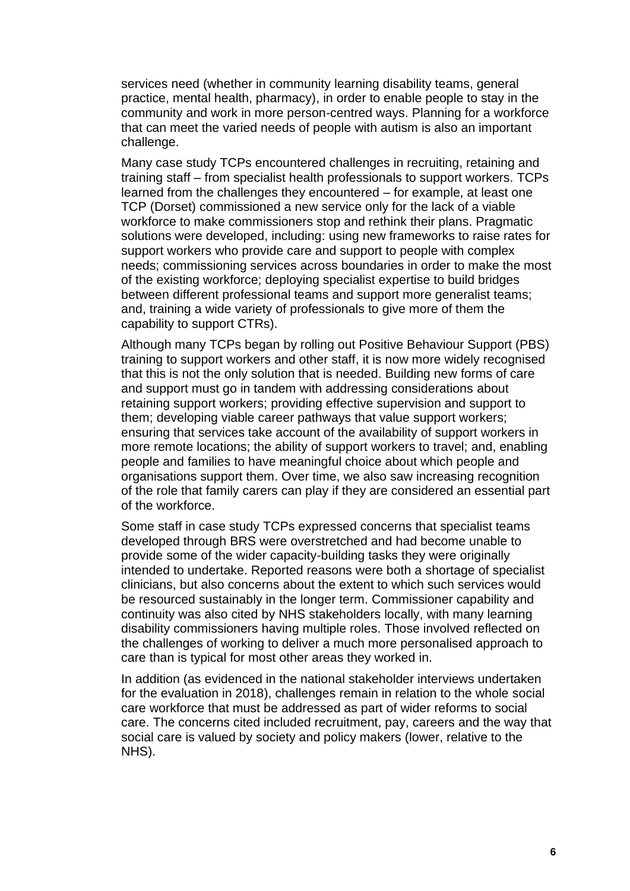services need (whether in community learning disability teams, general practice, mental health, pharmacy), in order to enable people to stay in the community and work in more person-centred ways. Planning for a workforce that can meet the varied needs of people with autism is also an important challenge.

Many case study TCPs encountered challenges in recruiting, retaining and training staff – from specialist health professionals to support workers. TCPs learned from the challenges they encountered – for example, at least one TCP (Dorset) commissioned a new service only for the lack of a viable workforce to make commissioners stop and rethink their plans. Pragmatic solutions were developed, including: using new frameworks to raise rates for support workers who provide care and support to people with complex needs; commissioning services across boundaries in order to make the most of the existing workforce; deploying specialist expertise to build bridges between different professional teams and support more generalist teams; and, training a wide variety of professionals to give more of them the capability to support CTRs).

Although many TCPs began by rolling out Positive Behaviour Support (PBS) training to support workers and other staff, it is now more widely recognised that this is not the only solution that is needed. Building new forms of care and support must go in tandem with addressing considerations about retaining support workers; providing effective supervision and support to them; developing viable career pathways that value support workers; ensuring that services take account of the availability of support workers in more remote locations; the ability of support workers to travel; and, enabling people and families to have meaningful choice about which people and organisations support them. Over time, we also saw increasing recognition of the role that family carers can play if they are considered an essential part of the workforce.

Some staff in case study TCPs expressed concerns that specialist teams developed through BRS were overstretched and had become unable to provide some of the wider capacity-building tasks they were originally intended to undertake. Reported reasons were both a shortage of specialist clinicians, but also concerns about the extent to which such services would be resourced sustainably in the longer term. Commissioner capability and continuity was also cited by NHS stakeholders locally, with many learning disability commissioners having multiple roles. Those involved reflected on the challenges of working to deliver a much more personalised approach to care than is typical for most other areas they worked in.

In addition (as evidenced in the national stakeholder interviews undertaken for the evaluation in 2018), challenges remain in relation to the whole social care workforce that must be addressed as part of wider reforms to social care. The concerns cited included recruitment, pay, careers and the way that social care is valued by society and policy makers (lower, relative to the NHS).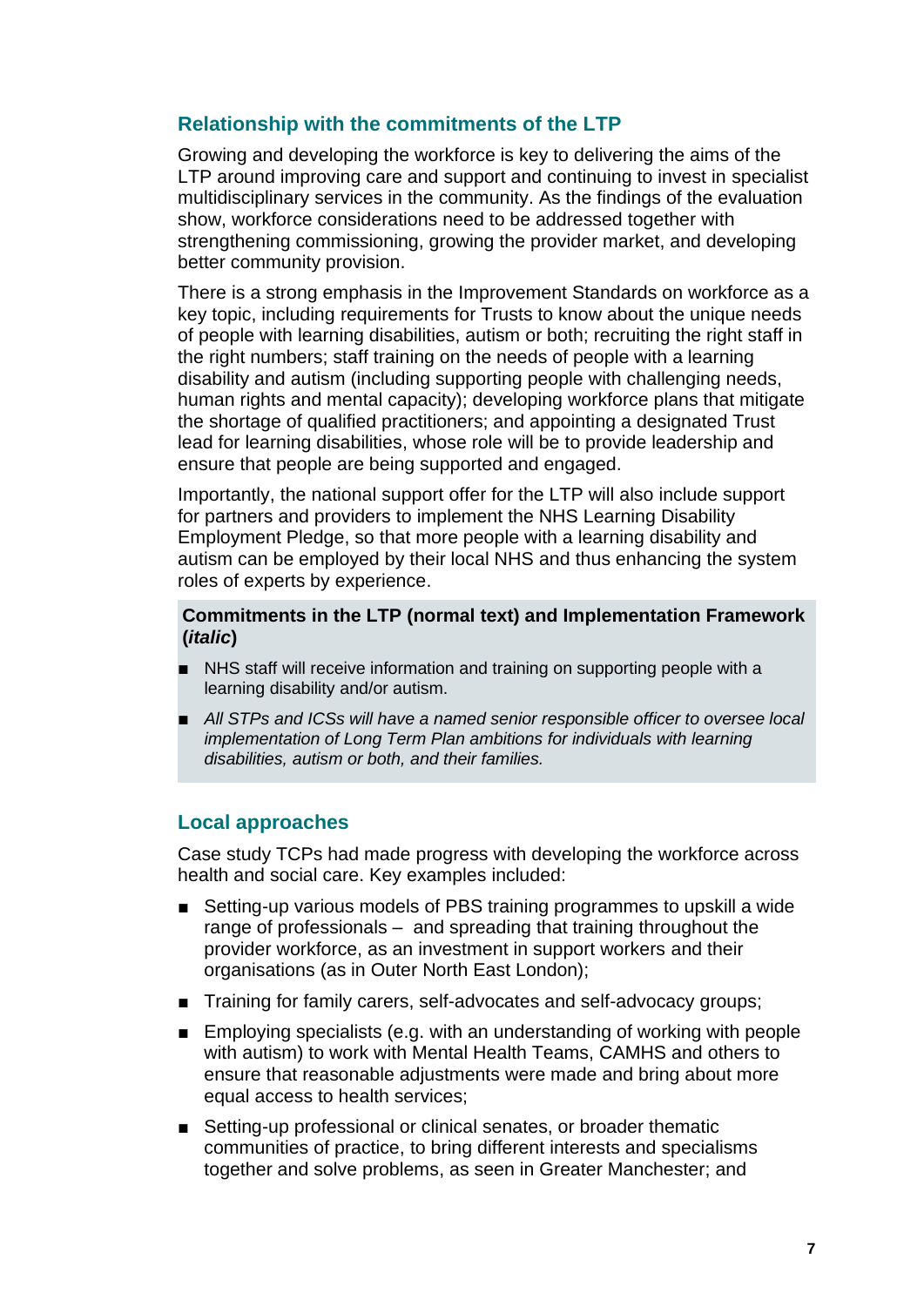### Relationship with the commitments of the LTP

Growing and developing the workforce is key to delivering the aims of the LTP around improving care and support and continuing to invest in specialist multidisciplinary services in the community. As the findings of the evaluation show, workforce considerations need to be addressed together with strengthening commissioning, growing the provider market, and developing better community provision.

There is a strong emphasis in the Improvement Standards on workforce as a key topic, including requirements for Trusts to know about the unique needs of people with learning disabilities, autism or both; recruiting the right staff in the right numbers; staff training on the needs of people with a learning disability and autism (including supporting people with challenging needs, human rights and mental capacity); developing workforce plans that mitigate the shortage of qualified practitioners; and appointing a designated Trust lead for learning disabilities, whose role will be to provide leadership and ensure that people are being supported and engaged.

Importantly, the national support offer for the LTP will also include support for partners and providers to implement the NHS Learning Disability Employment Pledge, so that more people with a learning disability and autism can be employed by their local NHS and thus enhancing the system roles of experts by experience.

**Commitments in the LTP (normal text) and Implementation Framework (*italic*)**

- NHS staff will receive information and training on supporting people with a learning disability and/or autism.
- *All STPs and ICSs will have a named senior responsible officer to oversee local implementation of Long Term Plan ambitions for individuals with learning disabilities, autism or both, and their families.*

### Local approaches

Case study TCPs had made progress with developing the workforce across health and social care. Key examples included:

- Setting-up various models of PBS training programmes to upskill a wide range of professionals – and spreading that training throughout the provider workforce, as an investment in support workers and their organisations (as in Outer North East London);
- Training for family carers, self-advocates and self-advocacy groups;
- Employing specialists (e.g. with an understanding of working with people with autism) to work with Mental Health Teams, CAMHS and others to ensure that reasonable adjustments were made and bring about more equal access to health services;
- Setting-up professional or clinical senates, or broader thematic communities of practice, to bring different interests and specialisms together and solve problems, as seen in Greater Manchester; and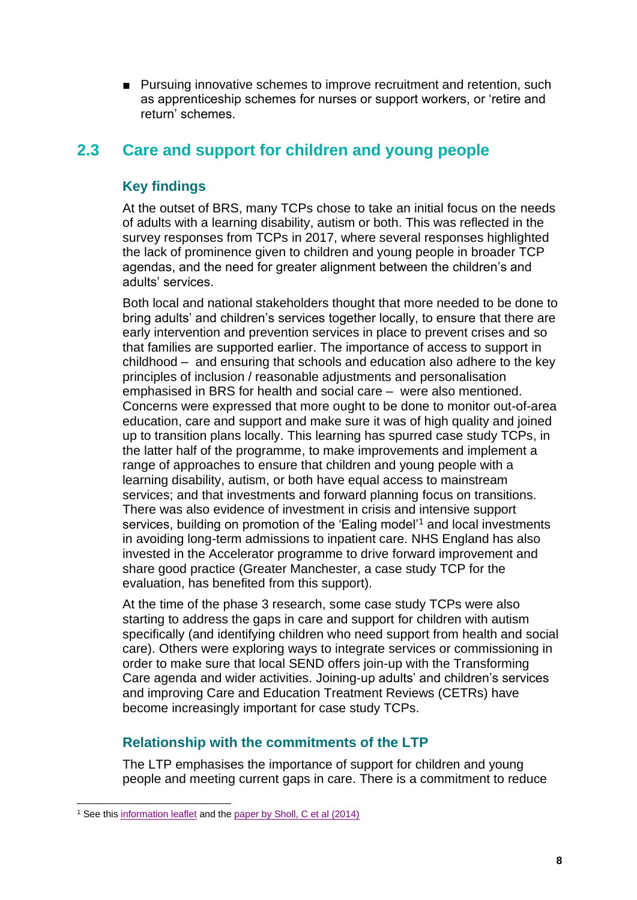- Pursuing innovative schemes to improve recruitment and retention, such as apprenticeship schemes for nurses or support workers, or 'retire and return' schemes.

## 2.3 Care and support for children and young people

### Key findings

At the outset of BRS, many TCPs chose to take an initial focus on the needs of adults with a learning disability, autism or both. This was reflected in the survey responses from TCPs in 2017, where several responses highlighted the lack of prominence given to children and young people in broader TCP agendas, and the need for greater alignment between the children's and adults' services.

Both local and national stakeholders thought that more needed to be done to bring adults' and children's services together locally, to ensure that there are early intervention and prevention services in place to prevent crises and so that families are supported earlier. The importance of access to support in childhood – and ensuring that schools and education also adhere to the key principles of inclusion / reasonable adjustments and personalisation emphasised in BRS for health and social care – were also mentioned. Concerns were expressed that more ought to be done to monitor out-of-area education, care and support and make sure it was of high quality and joined up to transition plans locally. This learning has spurred case study TCPs, in the latter half of the programme, to make improvements and implement a range of approaches to ensure that children and young people with a learning disability, autism, or both have equal access to mainstream services; and that investments and forward planning focus on transitions. There was also evidence of investment in crisis and intensive support services, building on promotion of the 'Ealing model'[1] and local investments in avoiding long-term admissions to inpatient care. NHS England has also invested in the Accelerator programme to drive forward improvement and share good practice (Greater Manchester, a case study TCP for the evaluation, has benefited from this support).

At the time of the phase 3 research, some case study TCPs were also starting to address the gaps in care and support for children with autism specifically (and identifying children who need support from health and social care). Others were exploring ways to integrate services or commissioning in order to make sure that local SEND offers join-up with the Transforming Care agenda and wider activities. Joining-up adults' and children's services and improving Care and Education Treatment Reviews (CETRs) have become increasingly important for case study TCPs.

### Relationship with the commitments of the LTP

The LTP emphasises the importance of support for children and young people and meeting current gaps in care. There is a commitment to reduce

---

[1] See this information leaflet and the paper by Sholl, C et al (2014)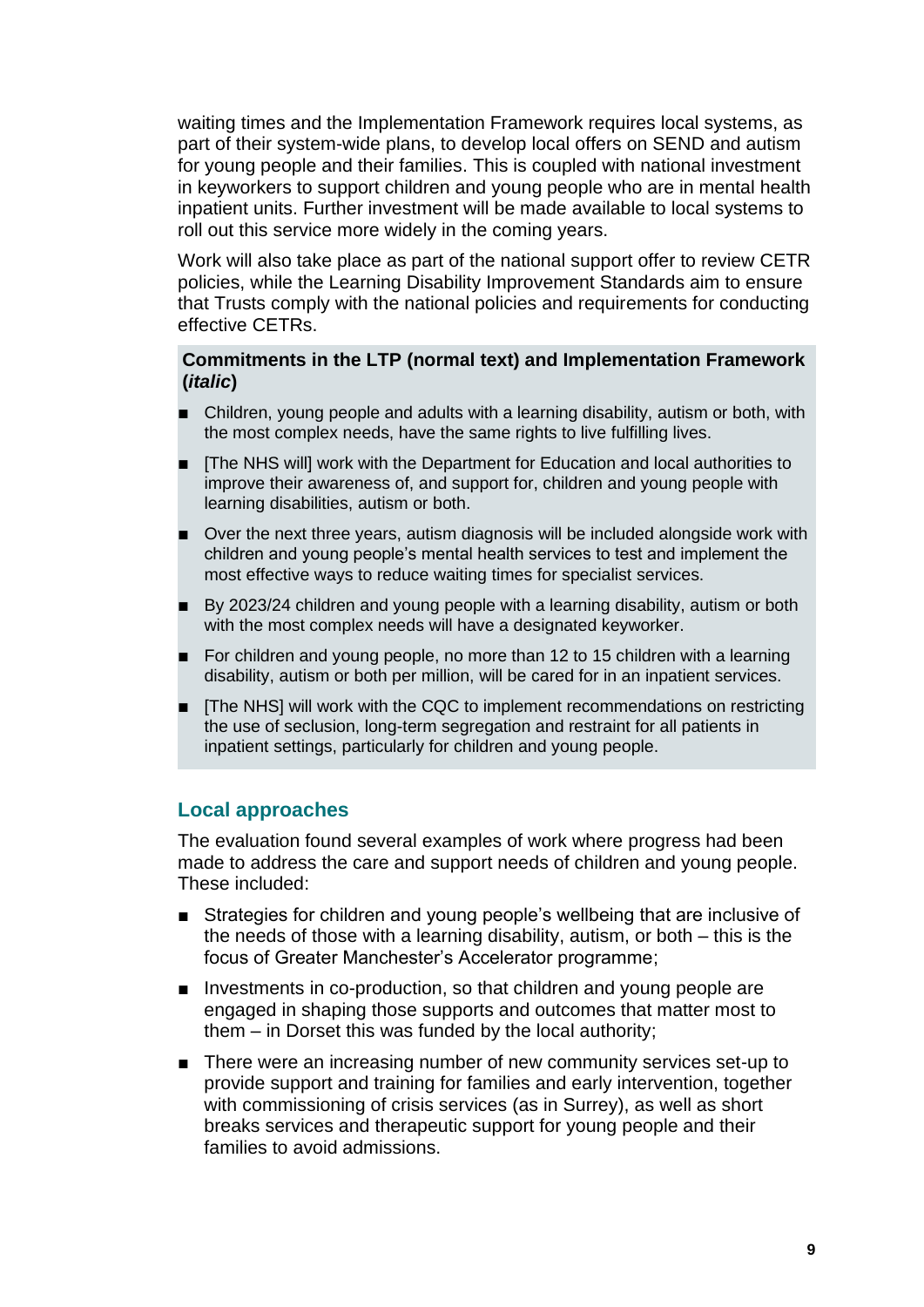waiting times and the Implementation Framework requires local systems, as part of their system-wide plans, to develop local offers on SEND and autism for young people and their families. This is coupled with national investment in keyworkers to support children and young people who are in mental health inpatient units. Further investment will be made available to local systems to roll out this service more widely in the coming years.

Work will also take place as part of the national support offer to review CETR policies, while the Learning Disability Improvement Standards aim to ensure that Trusts comply with the national policies and requirements for conducting effective CETRs.

**Commitments in the LTP (normal text) and Implementation Framework (*italic*)**

- Children, young people and adults with a learning disability, autism or both, with the most complex needs, have the same rights to live fulfilling lives.
- [The NHS will] work with the Department for Education and local authorities to improve their awareness of, and support for, children and young people with learning disabilities, autism or both.
- Over the next three years, autism diagnosis will be included alongside work with children and young people's mental health services to test and implement the most effective ways to reduce waiting times for specialist services.
- By 2023/24 children and young people with a learning disability, autism or both with the most complex needs will have a designated keyworker.
- For children and young people, no more than 12 to 15 children with a learning disability, autism or both per million, will be cared for in an inpatient services.
- [The NHS] will work with the CQC to implement recommendations on restricting the use of seclusion, long-term segregation and restraint for all patients in inpatient settings, particularly for children and young people.

### Local approaches

The evaluation found several examples of work where progress had been made to address the care and support needs of children and young people. These included:

- Strategies for children and young people's wellbeing that are inclusive of the needs of those with a learning disability, autism, or both – this is the focus of Greater Manchester's Accelerator programme;
- Investments in co-production, so that children and young people are engaged in shaping those supports and outcomes that matter most to them – in Dorset this was funded by the local authority;
- There were an increasing number of new community services set-up to provide support and training for families and early intervention, together with commissioning of crisis services (as in Surrey), as well as short breaks services and therapeutic support for young people and their families to avoid admissions.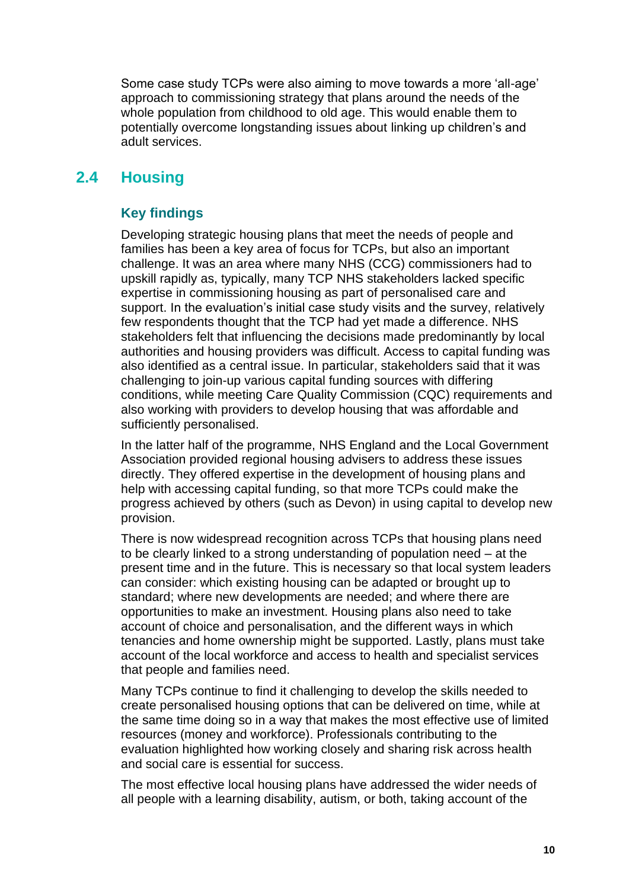Some case study TCPs were also aiming to move towards a more 'all-age' approach to commissioning strategy that plans around the needs of the whole population from childhood to old age. This would enable them to potentially overcome longstanding issues about linking up children's and adult services.

## 2.4 Housing

### Key findings

Developing strategic housing plans that meet the needs of people and families has been a key area of focus for TCPs, but also an important challenge. It was an area where many NHS (CCG) commissioners had to upskill rapidly as, typically, many TCP NHS stakeholders lacked specific expertise in commissioning housing as part of personalised care and support. In the evaluation's initial case study visits and the survey, relatively few respondents thought that the TCP had yet made a difference. NHS stakeholders felt that influencing the decisions made predominantly by local authorities and housing providers was difficult. Access to capital funding was also identified as a central issue. In particular, stakeholders said that it was challenging to join-up various capital funding sources with differing conditions, while meeting Care Quality Commission (CQC) requirements and also working with providers to develop housing that was affordable and sufficiently personalised.

In the latter half of the programme, NHS England and the Local Government Association provided regional housing advisers to address these issues directly. They offered expertise in the development of housing plans and help with accessing capital funding, so that more TCPs could make the progress achieved by others (such as Devon) in using capital to develop new provision.

There is now widespread recognition across TCPs that housing plans need to be clearly linked to a strong understanding of population need – at the present time and in the future. This is necessary so that local system leaders can consider: which existing housing can be adapted or brought up to standard; where new developments are needed; and where there are opportunities to make an investment. Housing plans also need to take account of choice and personalisation, and the different ways in which tenancies and home ownership might be supported. Lastly, plans must take account of the local workforce and access to health and specialist services that people and families need.

Many TCPs continue to find it challenging to develop the skills needed to create personalised housing options that can be delivered on time, while at the same time doing so in a way that makes the most effective use of limited resources (money and workforce). Professionals contributing to the evaluation highlighted how working closely and sharing risk across health and social care is essential for success.

The most effective local housing plans have addressed the wider needs of all people with a learning disability, autism, or both, taking account of the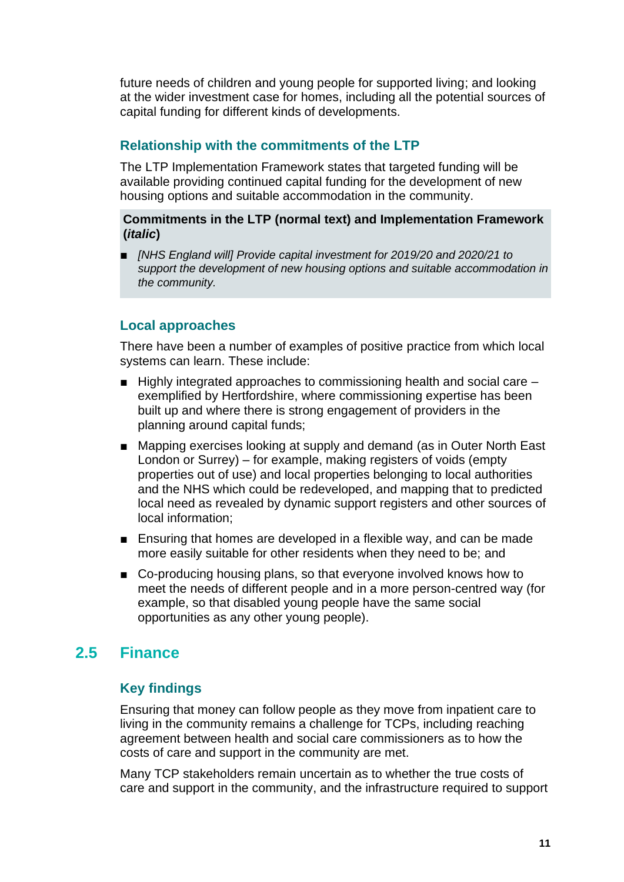future needs of children and young people for supported living; and looking at the wider investment case for homes, including all the potential sources of capital funding for different kinds of developments.

### Relationship with the commitments of the LTP

The LTP Implementation Framework states that targeted funding will be available providing continued capital funding for the development of new housing options and suitable accommodation in the community.

**Commitments in the LTP (normal text) and Implementation Framework (*italic*)**

- *[NHS England will] Provide capital investment for 2019/20 and 2020/21 to support the development of new housing options and suitable accommodation in the community.*

### Local approaches

There have been a number of examples of positive practice from which local systems can learn. These include:

- Highly integrated approaches to commissioning health and social care – exemplified by Hertfordshire, where commissioning expertise has been built up and where there is strong engagement of providers in the planning around capital funds;
- Mapping exercises looking at supply and demand (as in Outer North East London or Surrey) – for example, making registers of voids (empty properties out of use) and local properties belonging to local authorities and the NHS which could be redeveloped, and mapping that to predicted local need as revealed by dynamic support registers and other sources of local information;
- Ensuring that homes are developed in a flexible way, and can be made more easily suitable for other residents when they need to be; and
- Co-producing housing plans, so that everyone involved knows how to meet the needs of different people and in a more person-centred way (for example, so that disabled young people have the same social opportunities as any other young people).

## 2.5 Finance

### Key findings

Ensuring that money can follow people as they move from inpatient care to living in the community remains a challenge for TCPs, including reaching agreement between health and social care commissioners as to how the costs of care and support in the community are met.

Many TCP stakeholders remain uncertain as to whether the true costs of care and support in the community, and the infrastructure required to support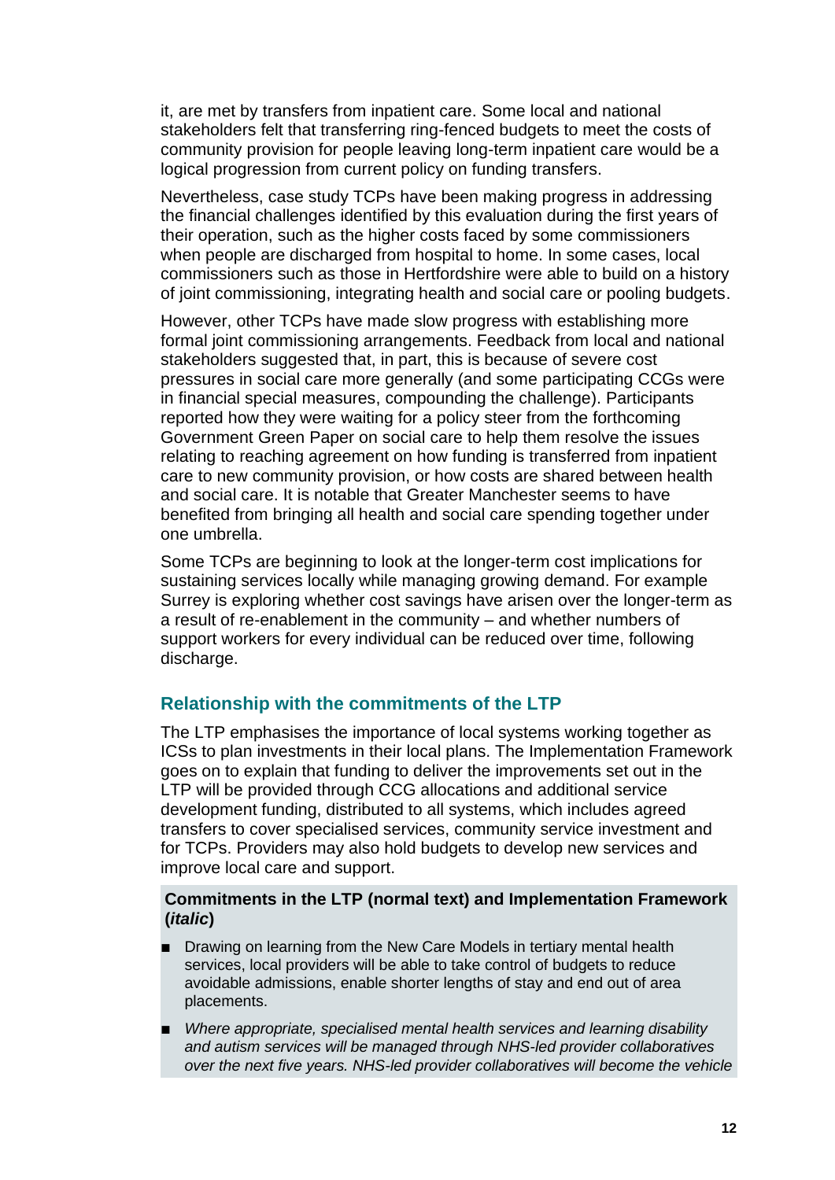it, are met by transfers from inpatient care. Some local and national stakeholders felt that transferring ring-fenced budgets to meet the costs of community provision for people leaving long-term inpatient care would be a logical progression from current policy on funding transfers.

Nevertheless, case study TCPs have been making progress in addressing the financial challenges identified by this evaluation during the first years of their operation, such as the higher costs faced by some commissioners when people are discharged from hospital to home. In some cases, local commissioners such as those in Hertfordshire were able to build on a history of joint commissioning, integrating health and social care or pooling budgets.

However, other TCPs have made slow progress with establishing more formal joint commissioning arrangements. Feedback from local and national stakeholders suggested that, in part, this is because of severe cost pressures in social care more generally (and some participating CCGs were in financial special measures, compounding the challenge). Participants reported how they were waiting for a policy steer from the forthcoming Government Green Paper on social care to help them resolve the issues relating to reaching agreement on how funding is transferred from inpatient care to new community provision, or how costs are shared between health and social care. It is notable that Greater Manchester seems to have benefited from bringing all health and social care spending together under one umbrella.

Some TCPs are beginning to look at the longer-term cost implications for sustaining services locally while managing growing demand. For example Surrey is exploring whether cost savings have arisen over the longer-term as a result of re-enablement in the community – and whether numbers of support workers for every individual can be reduced over time, following discharge.

## Relationship with the commitments of the LTP

The LTP emphasises the importance of local systems working together as ICSs to plan investments in their local plans. The Implementation Framework goes on to explain that funding to deliver the improvements set out in the LTP will be provided through CCG allocations and additional service development funding, distributed to all systems, which includes agreed transfers to cover specialised services, community service investment and for TCPs. Providers may also hold budgets to develop new services and improve local care and support.

**Commitments in the LTP (normal text) and Implementation Framework (*italic*)**

- Drawing on learning from the New Care Models in tertiary mental health services, local providers will be able to take control of budgets to reduce avoidable admissions, enable shorter lengths of stay and end out of area placements.
- *Where appropriate, specialised mental health services and learning disability and autism services will be managed through NHS-led provider collaboratives over the next five years. NHS-led provider collaboratives will become the vehicle*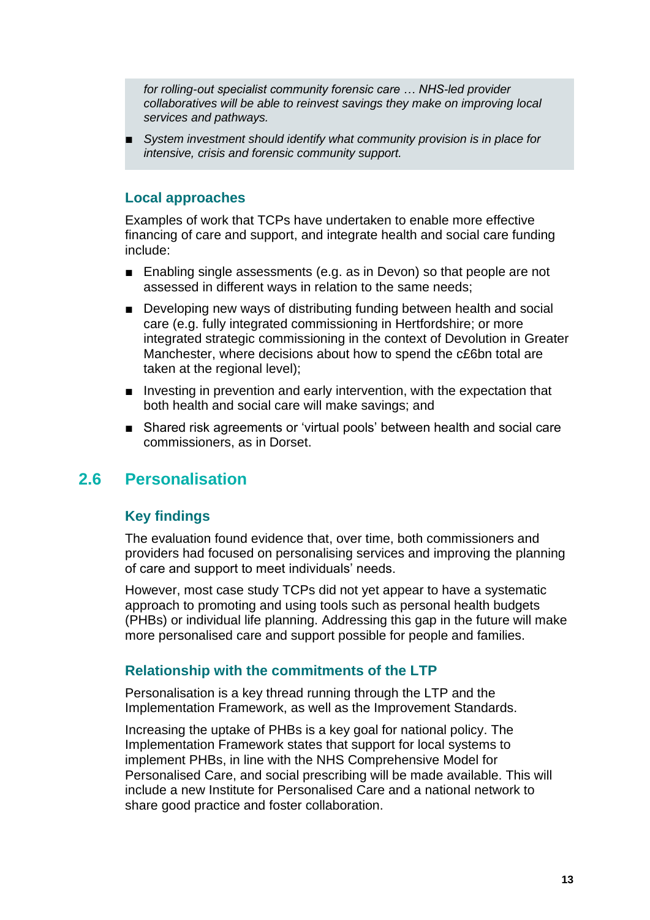*for rolling-out specialist community forensic care … NHS-led provider collaboratives will be able to reinvest savings they make on improving local services and pathways.*

- *System investment should identify what community provision is in place for intensive, crisis and forensic community support.*

### Local approaches

Examples of work that TCPs have undertaken to enable more effective financing of care and support, and integrate health and social care funding include:

- Enabling single assessments (e.g. as in Devon) so that people are not assessed in different ways in relation to the same needs;
- Developing new ways of distributing funding between health and social care (e.g. fully integrated commissioning in Hertfordshire; or more integrated strategic commissioning in the context of Devolution in Greater Manchester, where decisions about how to spend the c£6bn total are taken at the regional level);
- Investing in prevention and early intervention, with the expectation that both health and social care will make savings; and
- Shared risk agreements or 'virtual pools' between health and social care commissioners, as in Dorset.

## 2.6 Personalisation

### Key findings

The evaluation found evidence that, over time, both commissioners and providers had focused on personalising services and improving the planning of care and support to meet individuals' needs.

However, most case study TCPs did not yet appear to have a systematic approach to promoting and using tools such as personal health budgets (PHBs) or individual life planning. Addressing this gap in the future will make more personalised care and support possible for people and families.

### Relationship with the commitments of the LTP

Personalisation is a key thread running through the LTP and the Implementation Framework, as well as the Improvement Standards.

Increasing the uptake of PHBs is a key goal for national policy. The Implementation Framework states that support for local systems to implement PHBs, in line with the NHS Comprehensive Model for Personalised Care, and social prescribing will be made available. This will include a new Institute for Personalised Care and a national network to share good practice and foster collaboration.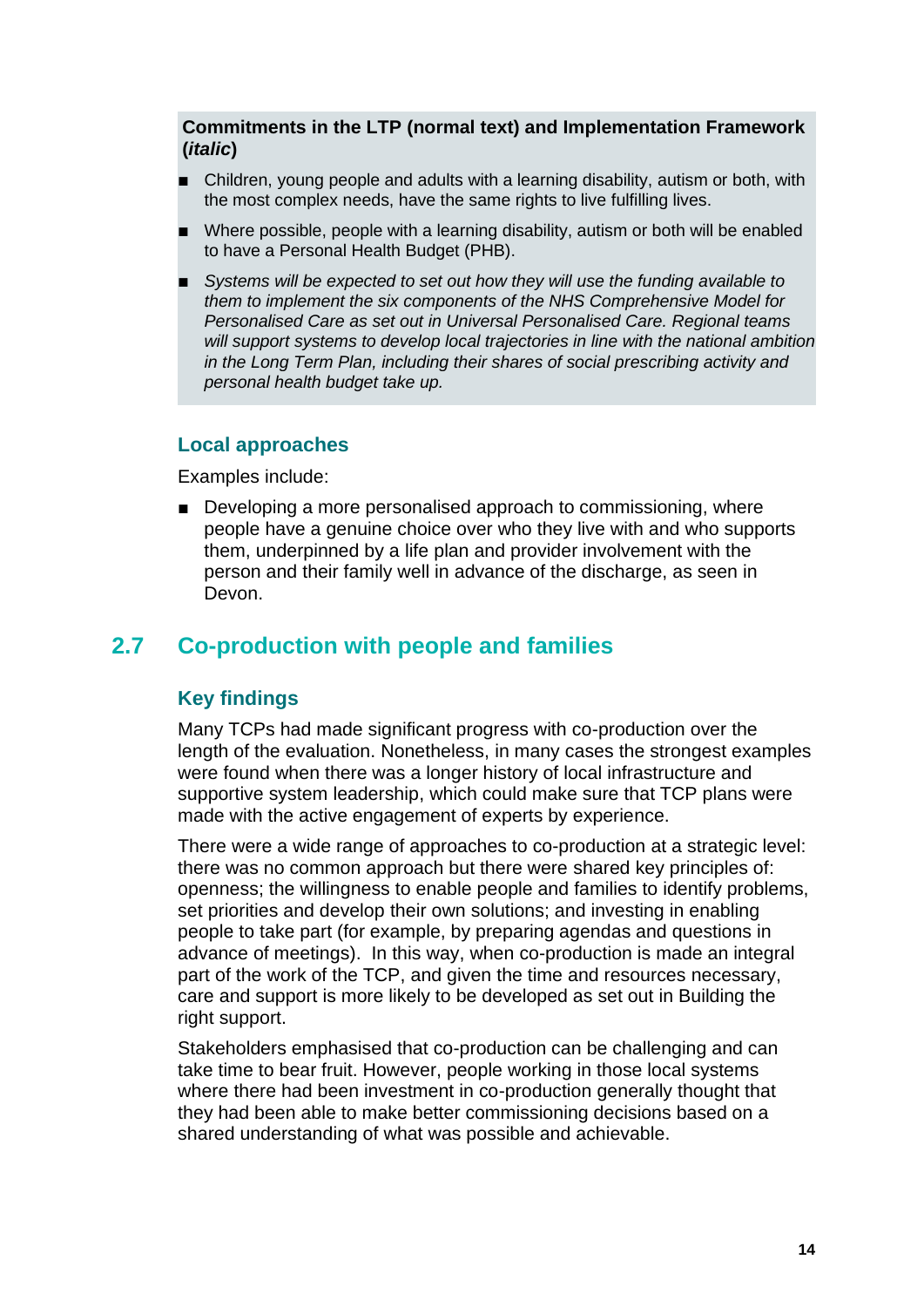**Commitments in the LTP (normal text) and Implementation Framework (*italic*)**

- Children, young people and adults with a learning disability, autism or both, with the most complex needs, have the same rights to live fulfilling lives.
- Where possible, people with a learning disability, autism or both will be enabled to have a Personal Health Budget (PHB).
- *Systems will be expected to set out how they will use the funding available to them to implement the six components of the NHS Comprehensive Model for Personalised Care as set out in Universal Personalised Care. Regional teams will support systems to develop local trajectories in line with the national ambition in the Long Term Plan, including their shares of social prescribing activity and personal health budget take up.*

### Local approaches

Examples include:

- Developing a more personalised approach to commissioning, where people have a genuine choice over who they live with and who supports them, underpinned by a life plan and provider involvement with the person and their family well in advance of the discharge, as seen in Devon.

## 2.7 Co-production with people and families

### Key findings

Many TCPs had made significant progress with co-production over the length of the evaluation. Nonetheless, in many cases the strongest examples were found when there was a longer history of local infrastructure and supportive system leadership, which could make sure that TCP plans were made with the active engagement of experts by experience.

There were a wide range of approaches to co-production at a strategic level: there was no common approach but there were shared key principles of: openness; the willingness to enable people and families to identify problems, set priorities and develop their own solutions; and investing in enabling people to take part (for example, by preparing agendas and questions in advance of meetings). In this way, when co-production is made an integral part of the work of the TCP, and given the time and resources necessary, care and support is more likely to be developed as set out in Building the right support.

Stakeholders emphasised that co-production can be challenging and can take time to bear fruit. However, people working in those local systems where there had been investment in co-production generally thought that they had been able to make better commissioning decisions based on a shared understanding of what was possible and achievable.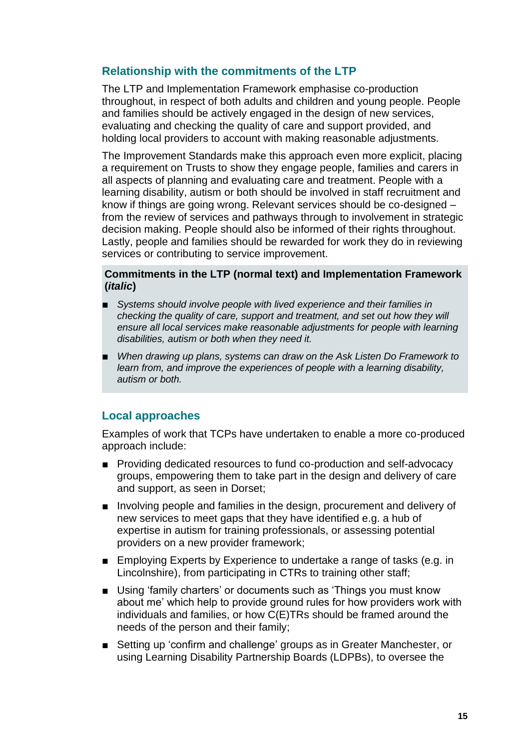### Relationship with the commitments of the LTP

The LTP and Implementation Framework emphasise co-production throughout, in respect of both adults and children and young people. People and families should be actively engaged in the design of new services, evaluating and checking the quality of care and support provided, and holding local providers to account with making reasonable adjustments.

The Improvement Standards make this approach even more explicit, placing a requirement on Trusts to show they engage people, families and carers in all aspects of planning and evaluating care and treatment. People with a learning disability, autism or both should be involved in staff recruitment and know if things are going wrong. Relevant services should be co-designed – from the review of services and pathways through to involvement in strategic decision making. People should also be informed of their rights throughout. Lastly, people and families should be rewarded for work they do in reviewing services or contributing to service improvement.

**Commitments in the LTP (normal text) and Implementation Framework (*italic*)**

- *Systems should involve people with lived experience and their families in checking the quality of care, support and treatment, and set out how they will ensure all local services make reasonable adjustments for people with learning disabilities, autism or both when they need it.*
- *When drawing up plans, systems can draw on the Ask Listen Do Framework to learn from, and improve the experiences of people with a learning disability, autism or both.*

### Local approaches

Examples of work that TCPs have undertaken to enable a more co-produced approach include:

- Providing dedicated resources to fund co-production and self-advocacy groups, empowering them to take part in the design and delivery of care and support, as seen in Dorset;
- Involving people and families in the design, procurement and delivery of new services to meet gaps that they have identified e.g. a hub of expertise in autism for training professionals, or assessing potential providers on a new provider framework;
- Employing Experts by Experience to undertake a range of tasks (e.g. in Lincolnshire), from participating in CTRs to training other staff;
- Using 'family charters' or documents such as 'Things you must know about me' which help to provide ground rules for how providers work with individuals and families, or how C(E)TRs should be framed around the needs of the person and their family;
- Setting up 'confirm and challenge' groups as in Greater Manchester, or using Learning Disability Partnership Boards (LDPBs), to oversee the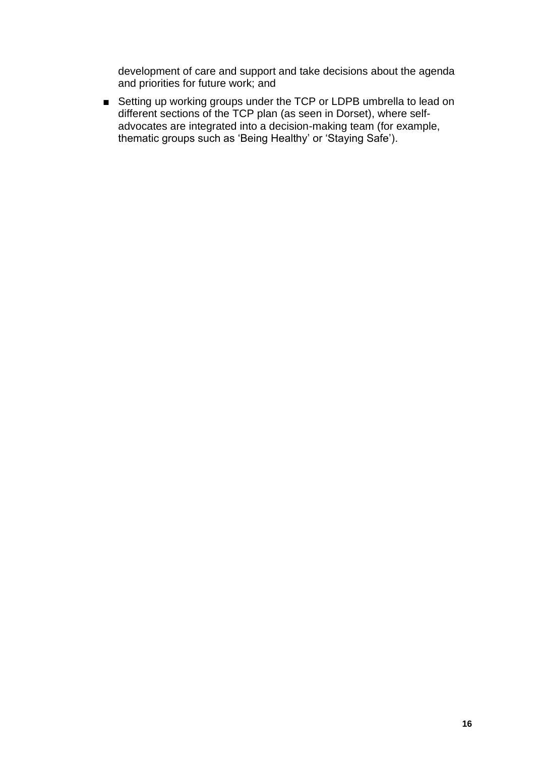development of care and support and take decisions about the agenda and priorities for future work; and

- Setting up working groups under the TCP or LDPB umbrella to lead on different sections of the TCP plan (as seen in Dorset), where self-advocates are integrated into a decision-making team (for example, thematic groups such as 'Being Healthy' or 'Staying Safe').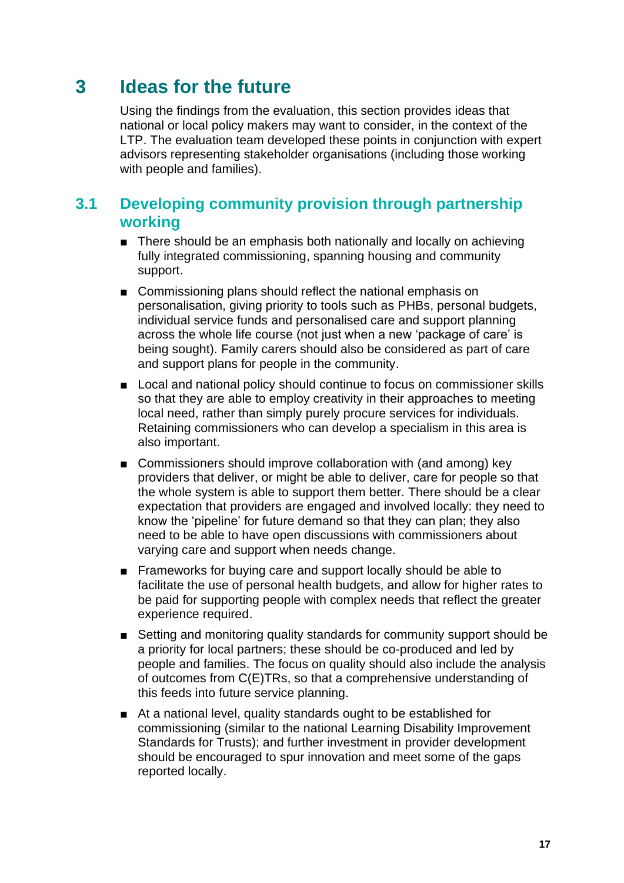# 3 Ideas for the future

Using the findings from the evaluation, this section provides ideas that national or local policy makers may want to consider, in the context of the LTP. The evaluation team developed these points in conjunction with expert advisors representing stakeholder organisations (including those working with people and families).

## 3.1 Developing community provision through partnership working

- There should be an emphasis both nationally and locally on achieving fully integrated commissioning, spanning housing and community support.
- Commissioning plans should reflect the national emphasis on personalisation, giving priority to tools such as PHBs, personal budgets, individual service funds and personalised care and support planning across the whole life course (not just when a new 'package of care' is being sought). Family carers should also be considered as part of care and support plans for people in the community.
- Local and national policy should continue to focus on commissioner skills so that they are able to employ creativity in their approaches to meeting local need, rather than simply purely procure services for individuals. Retaining commissioners who can develop a specialism in this area is also important.
- Commissioners should improve collaboration with (and among) key providers that deliver, or might be able to deliver, care for people so that the whole system is able to support them better. There should be a clear expectation that providers are engaged and involved locally: they need to know the 'pipeline' for future demand so that they can plan; they also need to be able to have open discussions with commissioners about varying care and support when needs change.
- Frameworks for buying care and support locally should be able to facilitate the use of personal health budgets, and allow for higher rates to be paid for supporting people with complex needs that reflect the greater experience required.
- Setting and monitoring quality standards for community support should be a priority for local partners; these should be co-produced and led by people and families. The focus on quality should also include the analysis of outcomes from C(E)TRs, so that a comprehensive understanding of this feeds into future service planning.
- At a national level, quality standards ought to be established for commissioning (similar to the national Learning Disability Improvement Standards for Trusts); and further investment in provider development should be encouraged to spur innovation and meet some of the gaps reported locally.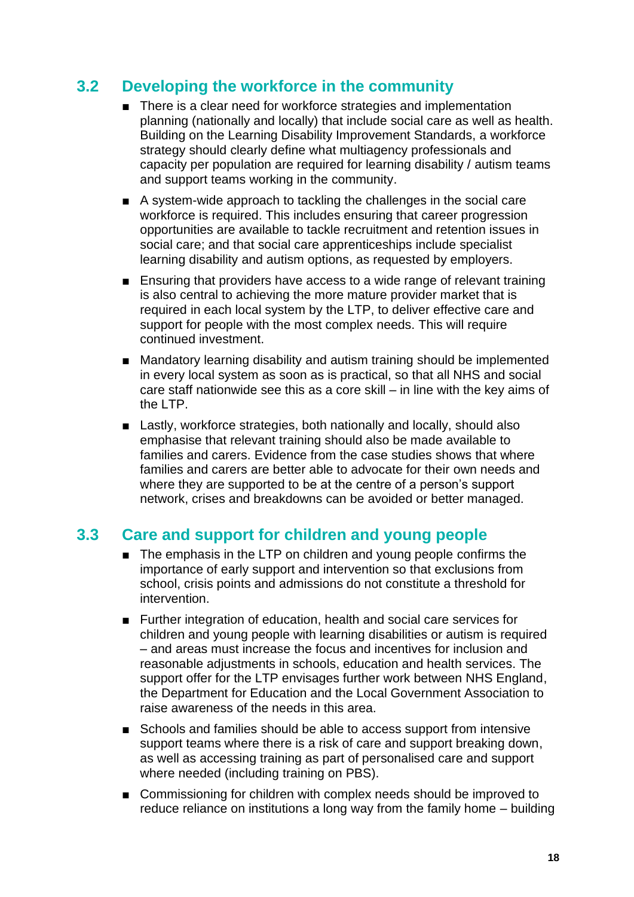## 3.2 Developing the workforce in the community

- There is a clear need for workforce strategies and implementation planning (nationally and locally) that include social care as well as health. Building on the Learning Disability Improvement Standards, a workforce strategy should clearly define what multiagency professionals and capacity per population are required for learning disability / autism teams and support teams working in the community.
- A system-wide approach to tackling the challenges in the social care workforce is required. This includes ensuring that career progression opportunities are available to tackle recruitment and retention issues in social care; and that social care apprenticeships include specialist learning disability and autism options, as requested by employers.
- Ensuring that providers have access to a wide range of relevant training is also central to achieving the more mature provider market that is required in each local system by the LTP, to deliver effective care and support for people with the most complex needs. This will require continued investment.
- Mandatory learning disability and autism training should be implemented in every local system as soon as is practical, so that all NHS and social care staff nationwide see this as a core skill – in line with the key aims of the LTP.
- Lastly, workforce strategies, both nationally and locally, should also emphasise that relevant training should also be made available to families and carers. Evidence from the case studies shows that where families and carers are better able to advocate for their own needs and where they are supported to be at the centre of a person's support network, crises and breakdowns can be avoided or better managed.

## 3.3 Care and support for children and young people

- The emphasis in the LTP on children and young people confirms the importance of early support and intervention so that exclusions from school, crisis points and admissions do not constitute a threshold for intervention.
- Further integration of education, health and social care services for children and young people with learning disabilities or autism is required – and areas must increase the focus and incentives for inclusion and reasonable adjustments in schools, education and health services. The support offer for the LTP envisages further work between NHS England, the Department for Education and the Local Government Association to raise awareness of the needs in this area.
- Schools and families should be able to access support from intensive support teams where there is a risk of care and support breaking down, as well as accessing training as part of personalised care and support where needed (including training on PBS).
- Commissioning for children with complex needs should be improved to reduce reliance on institutions a long way from the family home – building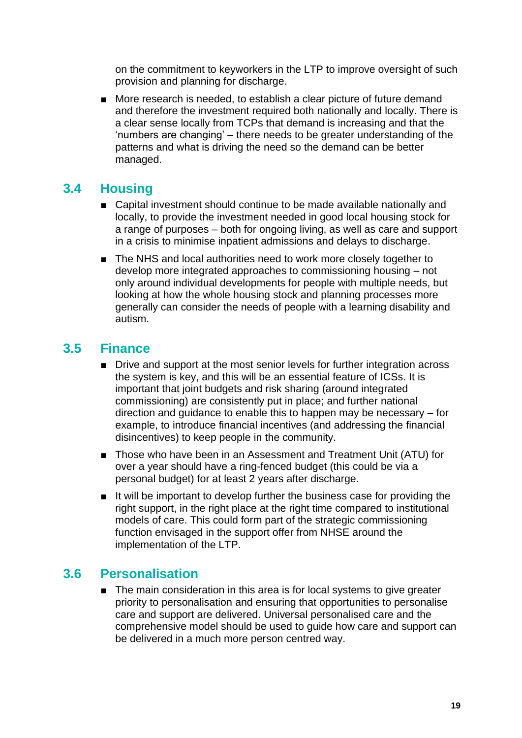on the commitment to keyworkers in the LTP to improve oversight of such provision and planning for discharge.

- More research is needed, to establish a clear picture of future demand and therefore the investment required both nationally and locally. There is a clear sense locally from TCPs that demand is increasing and that the 'numbers are changing' – there needs to be greater understanding of the patterns and what is driving the need so the demand can be better managed.

## 3.4 Housing

- Capital investment should continue to be made available nationally and locally, to provide the investment needed in good local housing stock for a range of purposes – both for ongoing living, as well as care and support in a crisis to minimise inpatient admissions and delays to discharge.
- The NHS and local authorities need to work more closely together to develop more integrated approaches to commissioning housing – not only around individual developments for people with multiple needs, but looking at how the whole housing stock and planning processes more generally can consider the needs of people with a learning disability and autism.

## 3.5 Finance

- Drive and support at the most senior levels for further integration across the system is key, and this will be an essential feature of ICSs. It is important that joint budgets and risk sharing (around integrated commissioning) are consistently put in place; and further national direction and guidance to enable this to happen may be necessary – for example, to introduce financial incentives (and addressing the financial disincentives) to keep people in the community.
- Those who have been in an Assessment and Treatment Unit (ATU) for over a year should have a ring-fenced budget (this could be via a personal budget) for at least 2 years after discharge.
- It will be important to develop further the business case for providing the right support, in the right place at the right time compared to institutional models of care. This could form part of the strategic commissioning function envisaged in the support offer from NHSE around the implementation of the LTP.

## 3.6 Personalisation

- The main consideration in this area is for local systems to give greater priority to personalisation and ensuring that opportunities to personalise care and support are delivered. Universal personalised care and the comprehensive model should be used to guide how care and support can be delivered in a much more person centred way.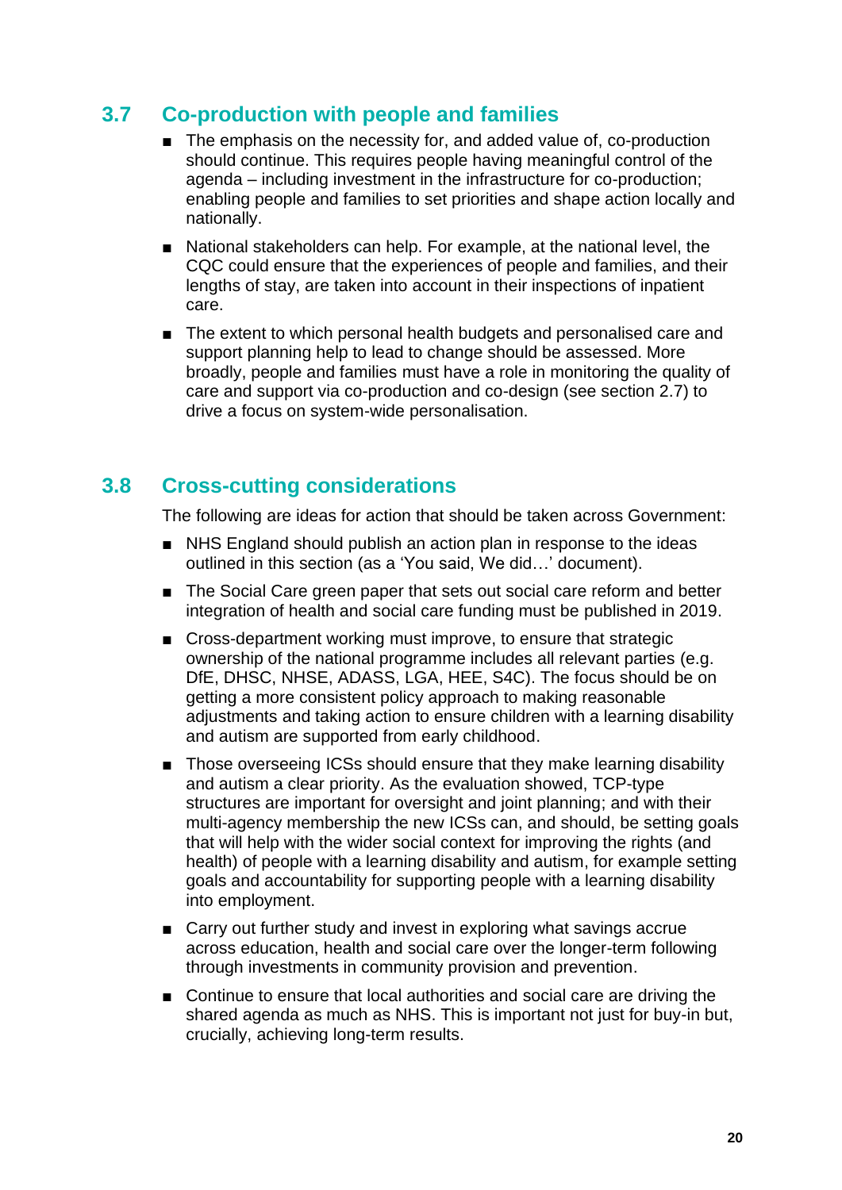## 3.7 Co-production with people and families

- The emphasis on the necessity for, and added value of, co-production should continue. This requires people having meaningful control of the agenda – including investment in the infrastructure for co-production; enabling people and families to set priorities and shape action locally and nationally.
- National stakeholders can help. For example, at the national level, the CQC could ensure that the experiences of people and families, and their lengths of stay, are taken into account in their inspections of inpatient care.
- The extent to which personal health budgets and personalised care and support planning help to lead to change should be assessed. More broadly, people and families must have a role in monitoring the quality of care and support via co-production and co-design (see section 2.7) to drive a focus on system-wide personalisation.

## 3.8 Cross-cutting considerations

The following are ideas for action that should be taken across Government:

- NHS England should publish an action plan in response to the ideas outlined in this section (as a 'You said, We did…' document).
- The Social Care green paper that sets out social care reform and better integration of health and social care funding must be published in 2019.
- Cross-department working must improve, to ensure that strategic ownership of the national programme includes all relevant parties (e.g. DfE, DHSC, NHSE, ADASS, LGA, HEE, S4C). The focus should be on getting a more consistent policy approach to making reasonable adjustments and taking action to ensure children with a learning disability and autism are supported from early childhood.
- Those overseeing ICSs should ensure that they make learning disability and autism a clear priority. As the evaluation showed, TCP-type structures are important for oversight and joint planning; and with their multi-agency membership the new ICSs can, and should, be setting goals that will help with the wider social context for improving the rights (and health) of people with a learning disability and autism, for example setting goals and accountability for supporting people with a learning disability into employment.
- Carry out further study and invest in exploring what savings accrue across education, health and social care over the longer-term following through investments in community provision and prevention.
- Continue to ensure that local authorities and social care are driving the shared agenda as much as NHS. This is important not just for buy-in but, crucially, achieving long-term results.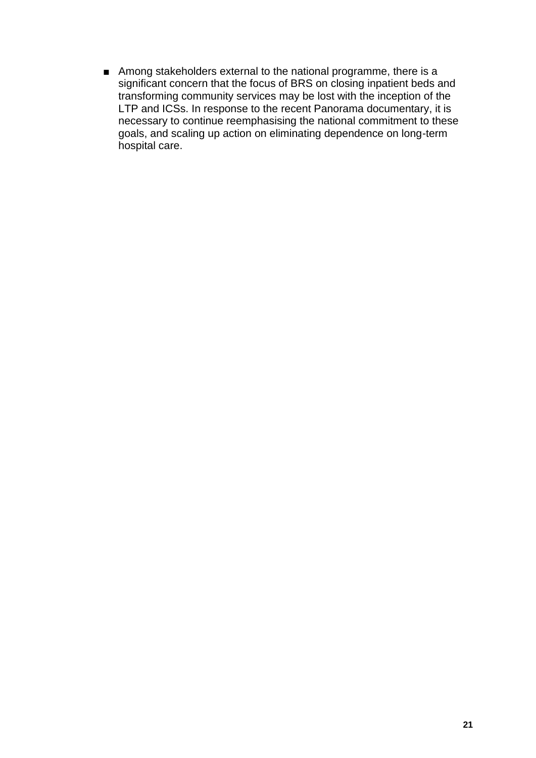- Among stakeholders external to the national programme, there is a significant concern that the focus of BRS on closing inpatient beds and transforming community services may be lost with the inception of the LTP and ICSs. In response to the recent Panorama documentary, it is necessary to continue reemphasising the national commitment to these goals, and scaling up action on eliminating dependence on long-term hospital care.